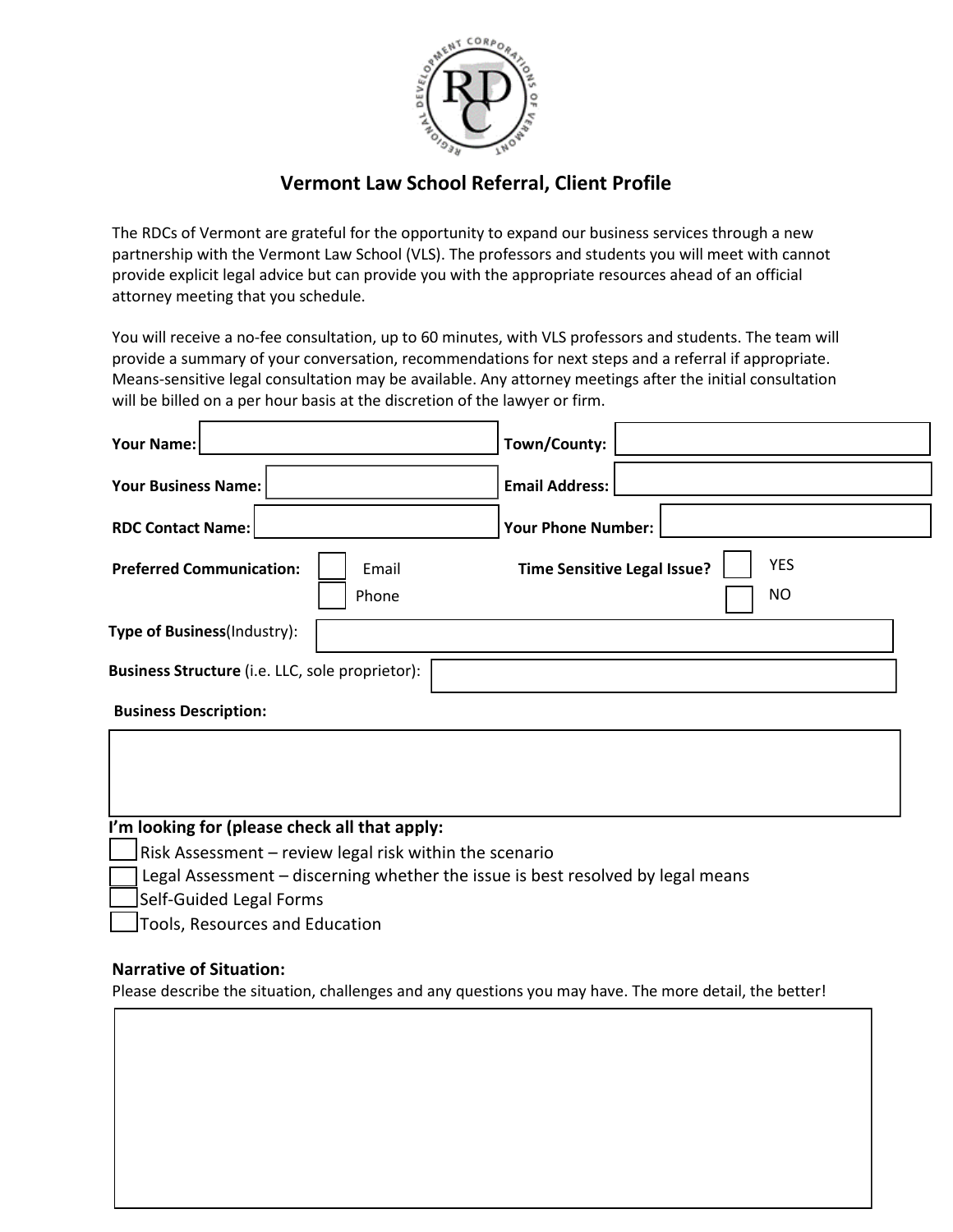# Vermont Law School Referral, Client Profile

The RDCs of Vermont are grateful for the opportunity to expand our business services through a new partnership with the Vermont Law School (VLS). The professors and students you will meet with cannot provide explicit legal advice but can provide you with the appropriate resources ahead of an official attorney meeting that you schedule.

You will receive a no-fee consultation, up to 60 minutes, with VLS professors and students. The team will provide a summary of your conversation, recommendations for next steps and a referral if appropriate. Means-sensitive legal consultation may be available. Any attorney meetings after the initial consultation will be billed on a per hour basis at the discretion of the lawyer or firm.

**Your Name:** ______________________ **Town/County:** ______________________

**Your Business Name:** ______________________ **Email Address:** ______________________

**RDC Contact Name:** ______________________ **Your Phone Number:** ______________________

**Preferred Communication:** ☐ Email ☐ Phone

**Time Sensitive Legal Issue?** ☐ YES ☐ NO

**Type of Business**(Industry): ______________________

**Business Structure** (i.e. LLC, sole proprietor): ______________________

**Business Description:**

______________________

**I'm looking for (please check all that apply:**

- ☐ Risk Assessment – review legal risk within the scenario
- ☐ Legal Assessment – discerning whether the issue is best resolved by legal means
- ☐ Self-Guided Legal Forms
- ☐ Tools, Resources and Education

**Narrative of Situation:**

Please describe the situation, challenges and any questions you may have. The more detail, the better!

______________________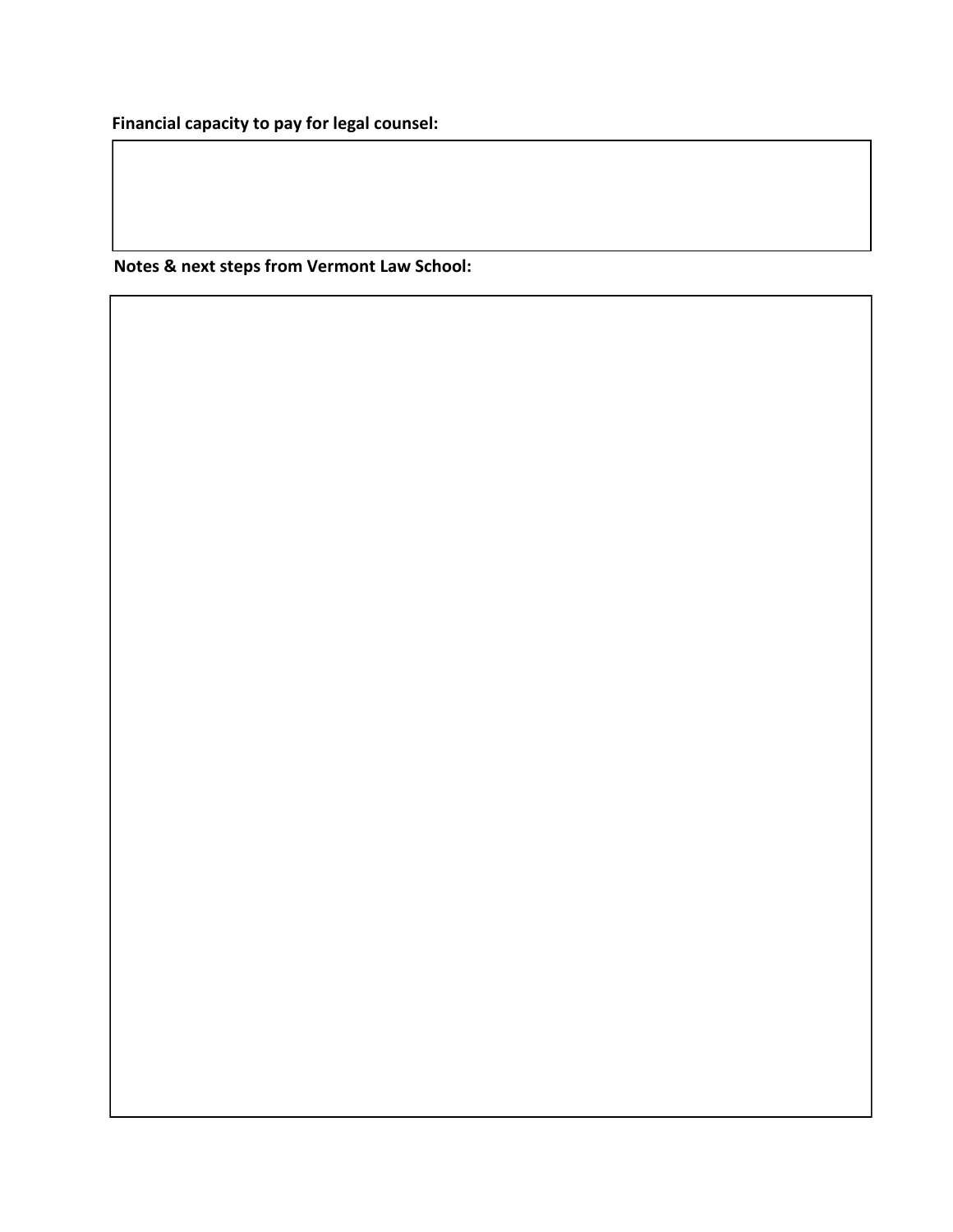**Financial capacity to pay for legal counsel:**

**Notes & next steps from Vermont Law School:**